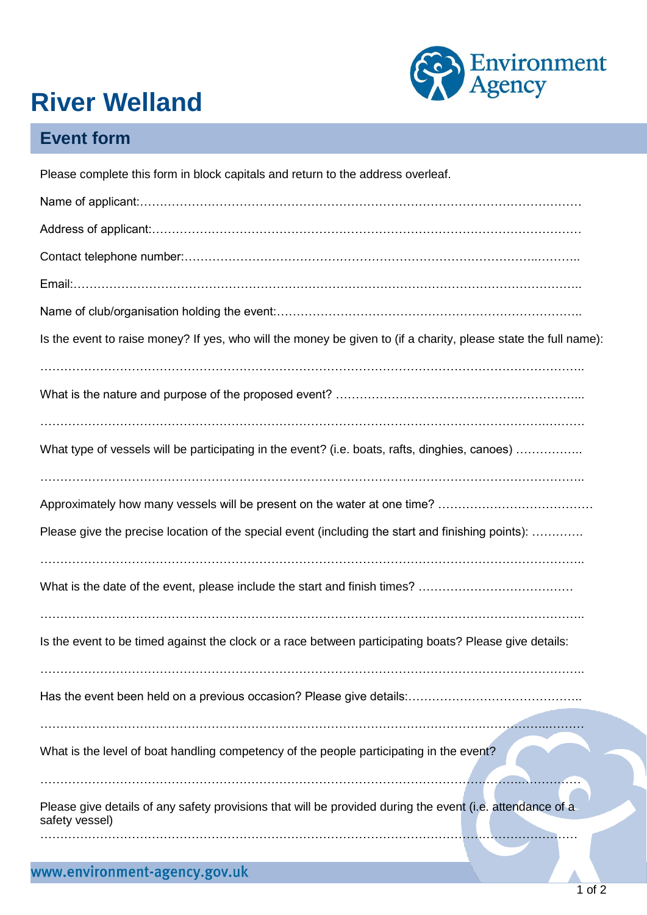# River Welland

## Event form

Please complete this form in block capitals and return to the address overleaf.

Name of applicant:……………………………………………………………………………………………

Address of applicant:…………………………………………………………………………………………

Contact telephone number:………………………………………………………………………………..

Email:……………………………………………………………………………………………………………..

Name of club/organisation holding the event:…………………………………………………………………..

Is the event to raise money? If yes, who will the money be given to (if a charity, please state the full name):

………………………………………………………………………………………………………………………..

What is the nature and purpose of the proposed event? ……………………………………………………...

………………………………………………………………………………………………………………………..

What type of vessels will be participating in the event? (i.e. boats, rafts, dinghies, canoes) ……………..

………………………………………………………………………………………………………………………..

Approximately how many vessels will be present on the water at one time? …………………………………

Please give the precise location of the special event (including the start and finishing points): ………….

………………………………………………………………………………………………………………………..

What is the date of the event, please include the start and finish times? …………………………………

………………………………………………………………………………………………………………………..

Is the event to be timed against the clock or a race between participating boats? Please give details:

………………………………………………………………………………………………………………………..

Has the event been held on a previous occasion? Please give details:……………………………………..

………………………………………………………………………………………………………………………..

What is the level of boat handling competency of the people participating in the event?

………………………………………………………………………………………………………………………..

Please give details of any safety provisions that will be provided during the event (i.e. attendance of a safety vessel)

………………………………………………………………………………………………………………………..

www.environment-agency.gov.uk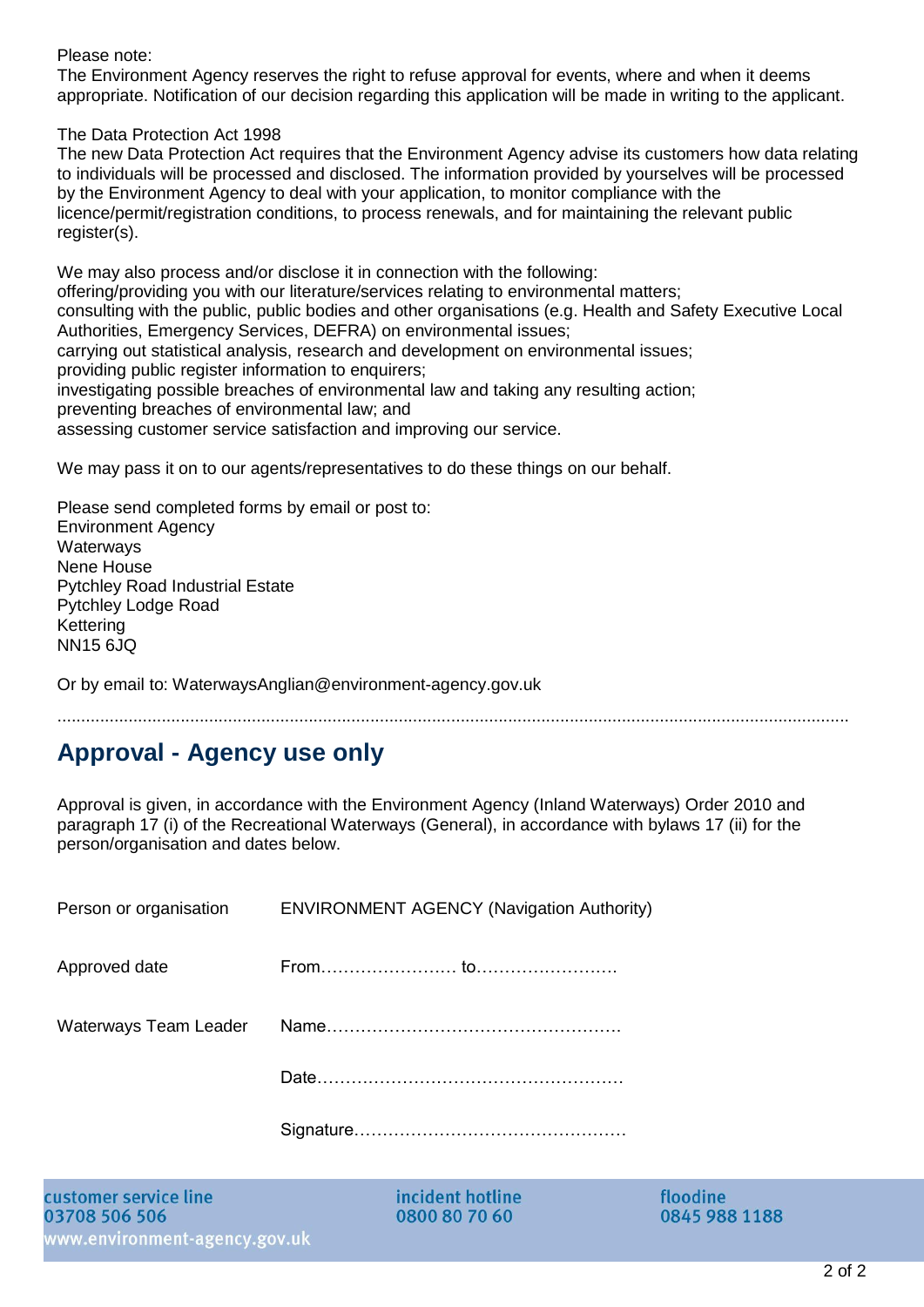Please note:
The Environment Agency reserves the right to refuse approval for events, where and when it deems appropriate. Notification of our decision regarding this application will be made in writing to the applicant.

The Data Protection Act 1998
The new Data Protection Act requires that the Environment Agency advise its customers how data relating to individuals will be processed and disclosed. The information provided by yourselves will be processed by the Environment Agency to deal with your application, to monitor compliance with the licence/permit/registration conditions, to process renewals, and for maintaining the relevant public register(s).

We may also process and/or disclose it in connection with the following:
offering/providing you with our literature/services relating to environmental matters;
consulting with the public, public bodies and other organisations (e.g. Health and Safety Executive Local Authorities, Emergency Services, DEFRA) on environmental issues;
carrying out statistical analysis, research and development on environmental issues;
providing public register information to enquirers;
investigating possible breaches of environmental law and taking any resulting action;
preventing breaches of environmental law; and
assessing customer service satisfaction and improving our service.

We may pass it on to our agents/representatives to do these things on our behalf.

Please send completed forms by email or post to:
Environment Agency
Waterways
Nene House
Pytchley Road Industrial Estate
Pytchley Lodge Road
Kettering
NN15 6JQ

Or by email to: WaterwaysAnglian@environment-agency.gov.uk

.................................................................................................................................................................

## Approval - Agency use only

Approval is given, in accordance with the Environment Agency (Inland Waterways) Order 2010 and paragraph 17 (i) of the Recreational Waterways (General), in accordance with bylaws 17 (ii) for the person/organisation and dates below.

Person or organisation    ENVIRONMENT AGENCY (Navigation Authority)

Approved date    From…………………… to…………………….

Waterways Team Leader    Name…………………………………………….

Date………………………………………………

Signature…………………………………………

customer service line
03708 506 506
www.environment-agency.gov.uk

incident hotline
0800 80 70 60

floodline
0845 988 1188